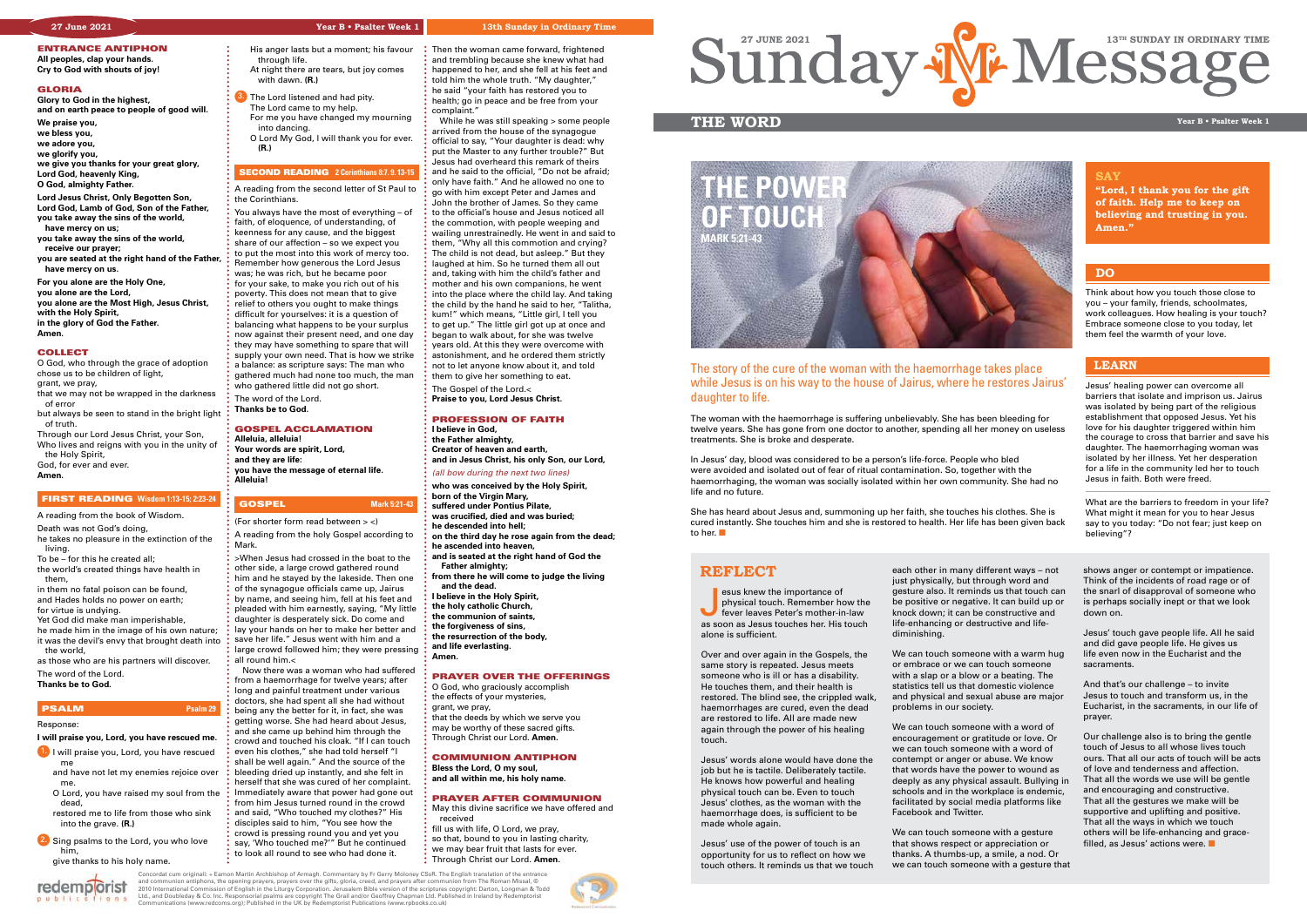# Sunday Message

27 JUNE 2021 — 13TH SUNDAY IN ORDINARY TIME

## THE WORD

Year B • Psalter Week 1

# THE POWER OF TOUCH

MARK 5:21-43

The story of the cure of the woman with the haemorrhage takes place while Jesus is on his way to the house of Jairus, where he restores Jairus' daughter to life.

The woman with the haemorrhage is suffering unbelievably. She has been bleeding for twelve years. She has gone from one doctor to another, spending all her money on useless treatments. She is broke and desperate.

In Jesus' day, blood was considered to be a person's life-force. People who bled were avoided and isolated out of fear of ritual contamination. So, together with the haemorrhaging, the woman was socially isolated within her own community. She had no life and no future.

She has heard about Jesus and, summoning up her faith, she touches his clothes. She is cured instantly. She touches him and she is restored to health. Her life has been given back to her. ■

## SAY

**"Lord, I thank you for the gift of faith. Help me to keep on believing and trusting in you. Amen."**

## DO

Think about how you touch those close to you – your family, friends, schoolmates, work colleagues. How healing is your touch? Embrace someone close to you today, let them feel the warmth of your love.

## LEARN

Jesus' healing power can overcome all barriers that isolate and imprison us. Jairus was isolated by being part of the religious establishment that opposed Jesus. Yet his love for his daughter triggered within him the courage to cross that barrier and save his daughter. The haemorrhaging woman was isolated by her illness. Yet her desperation for a life in the community led her to touch Jesus in faith. Both were freed.

What are the barriers to freedom in your life? What might it mean for you to hear Jesus say to you today: "Do not fear; just keep on believing"?

## REFLECT

Jesus knew the importance of physical touch. Remember how the fever leaves Peter's mother-in-law as soon as Jesus touches her. His touch alone is sufficient.

Over and over again in the Gospels, the same story is repeated. Jesus meets someone who is ill or has a disability. He touches them, and their health is restored. The blind see, the crippled walk, haemorrhages are cured, even the dead are restored to life. All are made new again through the power of his healing touch.

Jesus' words alone would have done the job but he is tactile. Deliberately tactile. He knows how powerful and healing physical touch can be. Even to touch Jesus' clothes, as the woman with the haemorrhage does, is sufficient to be made whole again.

Jesus' use of the power of touch is an opportunity for us to reflect on how we touch others. It reminds us that we touch each other in many different ways – not just physically, but through word and gesture also. It reminds us that touch can be positive or negative. It can build up or knock down; it can be constructive and life-enhancing or destructive and life-diminishing.

We can touch someone with a warm hug or embrace or we can touch someone with a slap or a blow or a beating. The statistics tell us that domestic violence and physical and sexual abuse are major problems in our society.

We can touch someone with a word of encouragement or gratitude or love. Or we can touch someone with a word of contempt or anger or abuse. We know that words have the power to wound as deeply as any physical assault. Bullying in schools and in the workplace is endemic, facilitated by social media platforms like Facebook and Twitter.

We can touch someone with a gesture that shows respect or appreciation or thanks. A thumbs-up, a smile, a nod. Or we can touch someone with a gesture that shows anger or contempt or impatience. Think of the incidents of road rage or of the snarl of disapproval of someone who is perhaps socially inept or that we look down on.

Jesus' touch gave people life. All he said and did gave people life. He gives us life even now in the Eucharist and the sacraments.

And that's our challenge – to invite Jesus to touch and transform us, in the Eucharist, in the sacraments, in our life of prayer.

Our challenge also is to bring the gentle touch of Jesus to all whose lives touch ours. That all our acts of touch will be acts of love and tenderness and affection. That all the words we use will be gentle and encouraging and constructive. That all the gestures we make will be supportive and uplifting and positive. That all the ways in which we touch others will be life-enhancing and grace-filled, as Jesus' actions were. ■

---

27 June 2021 — Year B • Psalter Week 1 — 13th Sunday in Ordinary Time

## ENTRANCE ANTIPHON

**All peoples, clap your hands.**
**Cry to God with shouts of joy!**

## GLORIA

**Glory to God in the highest,**
**and on earth peace to people of good will.**
**We praise you,**
**we bless you,**
**we adore you,**
**we glorify you,**
**we give you thanks for your great glory,**
**Lord God, heavenly King,**
**O God, almighty Father.**
**Lord Jesus Christ, Only Begotten Son,**
**Lord God, Lamb of God, Son of the Father,**
**you take away the sins of the world,**
**have mercy on us;**
**you take away the sins of the world,**
**receive our prayer;**
**you are seated at the right hand of the Father,**
**have mercy on us.**
**For you alone are the Holy One,**
**you alone are the Lord,**
**you alone are the Most High, Jesus Christ,**
**with the Holy Spirit,**
**in the glory of God the Father.**
**Amen.**

## COLLECT

O God, who through the grace of adoption
chose us to be children of light,
grant, we pray,
that we may not be wrapped in the darkness of error
but always be seen to stand in the bright light of truth.
Through our Lord Jesus Christ, your Son,
Who lives and reigns with you in the unity of the Holy Spirit,
God, for ever and ever.
**Amen.**

## FIRST READING Wisdom 1:13-15; 2:23-24

A reading from the book of Wisdom.

Death was not God's doing,
he takes no pleasure in the extinction of the living.
To be – for this he created all;
the world's created things have health in them,
in them no fatal poison can be found,
and Hades holds no power on earth;
for virtue is undying.
Yet God did make man imperishable,
he made him in the image of his own nature;
it was the devil's envy that brought death into the world,
as those who are his partners will discover.

The word of the Lord.
**Thanks be to God.**

## PSALM Psalm 29

Response:

**I will praise you, Lord, you have rescued me.**

1. I will praise you, Lord, you have rescued me
and have not let my enemies rejoice over me.
O Lord, you have raised my soul from the dead,
restored me to life from those who sink into the grave. **(R.)**

2. Sing psalms to the Lord, you who love him,
give thanks to his holy name.
His anger lasts but a moment; his favour through life.
At night there are tears, but joy comes with dawn. **(R.)**

3. The Lord listened and had pity.
The Lord came to my help.
For me you have changed my mourning into dancing.
O Lord My God, I will thank you for ever. **(R.)**

## SECOND READING 2 Corinthians 8:7. 9. 13-15

A reading from the second letter of St Paul to the Corinthians.

You always have the most of everything – of faith, of eloquence, of understanding, of keenness for any cause, and the biggest share of our affection – so we expect you to put the most into this work of mercy too. Remember how generous the Lord Jesus was; he was rich, but he became poor for your sake, to make you rich out of his poverty. This does not mean that to give relief to others you ought to make things difficult for yourselves: it is a question of balancing what happens to be your surplus now against their present need, and one day they may have something to spare that will supply your own need. That is how we strike a balance: as scripture says: The man who gathered much had none too much, the man who gathered little did not go short.

The word of the Lord.
**Thanks be to God.**

## GOSPEL ACCLAMATION

**Alleluia, alleluia!**
**Your words are spirit, Lord,**
**and they are life:**
**you have the message of eternal life.**
**Alleluia!**

## GOSPEL Mark 5:21-43

(For shorter form read between > <)

A reading from the holy Gospel according to Mark.

>When Jesus had crossed in the boat to the other side, a large crowd gathered round him and he stayed by the lakeside. Then one of the synagogue officials came up, Jairus by name, and seeing him, fell at his feet and pleaded with him earnestly, saying, "My little daughter is desperately sick. Do come and lay your hands on her to make her better and save her life." Jesus went with him and a large crowd followed him; they were pressing all round him.<

Now there was a woman who had suffered from a haemorrhage for twelve years; after long and painful treatment under various doctors, she had spent all she had without being any the better for it, in fact, she was getting worse. She had heard about Jesus, and she came up behind him through the crowd and touched his cloak. "If I can touch even his clothes," she had told herself "I shall be well again." And the source of the bleeding dried up instantly, and she felt in herself that she was cured of her complaint. Immediately aware that power had gone out from him Jesus turned round in the crowd and said, "Who touched my clothes?" His disciples said to him, "You see how the crowd is pressing round you and yet you say, 'Who touched me?'" But he continued to look all round to see who had done it. Then the woman came forward, frightened and trembling because she knew what had happened to her, and she fell at his feet and told him the whole truth. "My daughter," he said "your faith has restored you to health; go in peace and be free from your complaint."

While he was still speaking > some people arrived from the house of the synagogue official to say, "Your daughter is dead: why put the Master to any further trouble?" But Jesus had overheard this remark of theirs and he said to the official, "Do not be afraid; only have faith." And he allowed no one to go with him except Peter and James and John the brother of James. So they came to the official's house and Jesus noticed all the commotion, with people weeping and wailing unrestrainedly. He went in and said to them, "Why all this commotion and crying? The child is not dead, but asleep." But they laughed at him. So he turned them all out and, taking with him the child's father and mother and his own companions, he went into the place where the child lay. And taking the child by the hand he said to her, "Talitha, kum!" which means, "Little girl, I tell you to get up." The little girl got up at once and began to walk about, for she was twelve years old. At this they were overcome with astonishment, and he ordered them strictly not to let anyone know about it, and told them to give her something to eat.

The Gospel of the Lord.<
**Praise to you, Lord Jesus Christ.**

## PROFESSION OF FAITH

**I believe in God,**
**the Father almighty,**
**Creator of heaven and earth,**
**and in Jesus Christ, his only Son, our Lord,**
*(all bow during the next two lines)*
**who was conceived by the Holy Spirit,**
**born of the Virgin Mary,**
**suffered under Pontius Pilate,**
**was crucified, died and was buried;**
**he descended into hell;**
**on the third day he rose again from the dead;**
**he ascended into heaven,**
**and is seated at the right hand of God the Father almighty;**
**from there he will come to judge the living and the dead.**
**I believe in the Holy Spirit,**
**the holy catholic Church,**
**the communion of saints,**
**the forgiveness of sins,**
**the resurrection of the body,**
**and life everlasting.**
**Amen.**

## PRAYER OVER THE OFFERINGS

O God, who graciously accomplish
the effects of your mysteries,
grant, we pray,
that the deeds by which we serve you
may be worthy of these sacred gifts.
Through Christ our Lord. **Amen.**

## COMMUNION ANTIPHON

**Bless the Lord, O my soul,**
**and all within me, his holy name.**

## PRAYER AFTER COMMUNION

May this divine sacrifice we have offered and received
fill us with life, O Lord, we pray,
so that, bound to you in lasting charity,
we may bear fruit that lasts for ever.
Through Christ our Lord. **Amen.**

Concordat cum originali: + Eamon Martin Archbishop of Armagh. Commentary by Fr Gerry Moloney CSsR. The English translation of the entrance and communion antiphons, the opening prayers, prayers over the gifts, gloria, creed, and prayers after communion from The Roman Missal, © 2010 International Commission of English in the Liturgy Corporation. Jerusalem Bible version of the scriptures copyright: Darton, Longman & Todd Ltd., and Doubleday & Co. Inc. Responsorial psalms are copyright The Grail and/or Geoffrey Chapman Ltd. Published in Ireland by Redemptorist Communications (www.redcoms.org); Published in the UK by Redemptorist Publications (www.rpbooks.co.uk)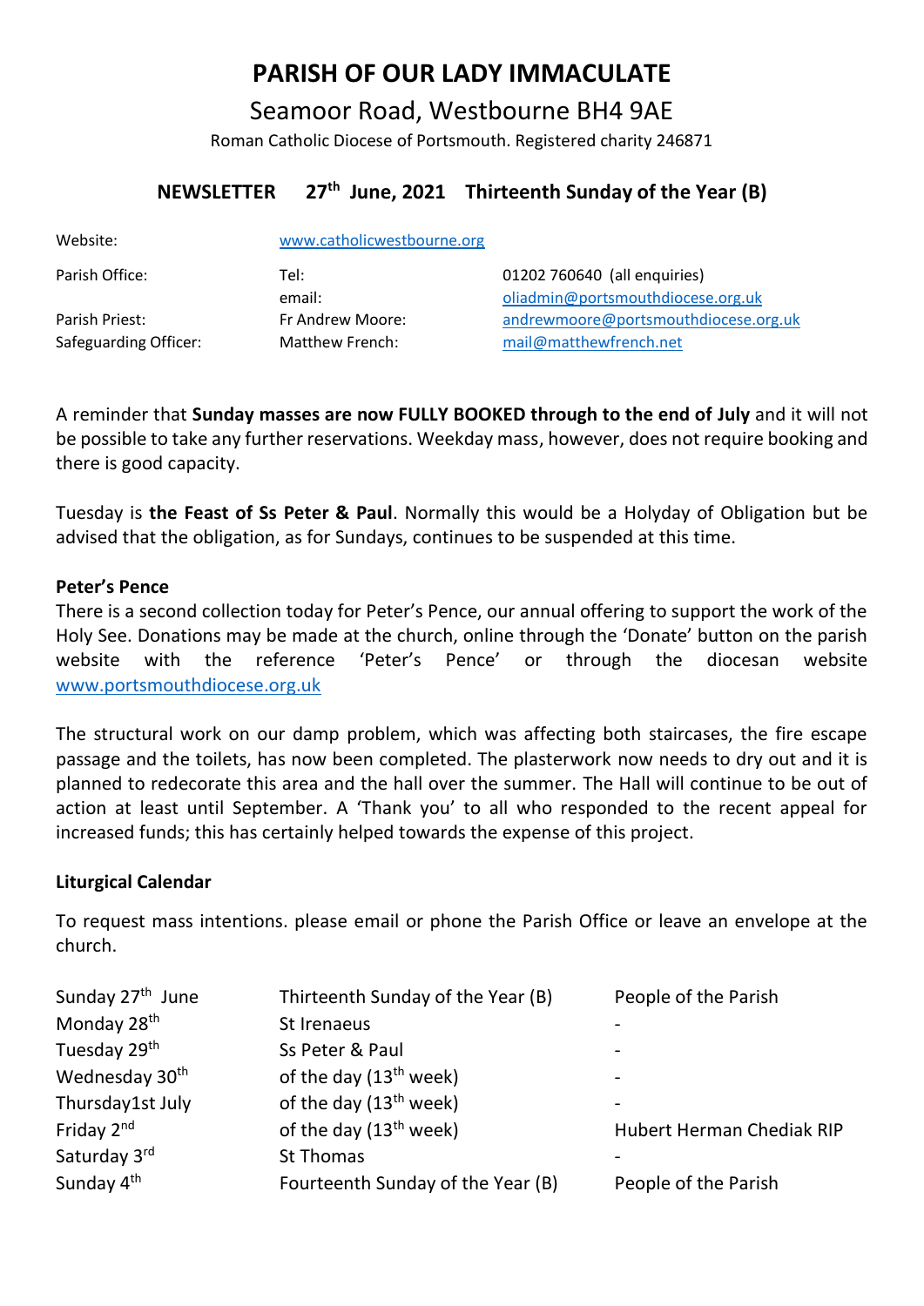# PARISH OF OUR LADY IMMACULATE

## Seamoor Road, Westbourne BH4 9AE

Roman Catholic Diocese of Portsmouth. Registered charity 246871

### NEWSLETTER 27th June, 2021 Thirteenth Sunday of the Year (B)

| | | |
|---|---|---|
| Website: | www.catholicwestbourne.org | |
| Parish Office: | Tel: | 01202 760640 (all enquiries) |
| | email: | oliadmin@portsmouthdiocese.org.uk |
| Parish Priest: | Fr Andrew Moore: | andrewmoore@portsmouthdiocese.org.uk |
| Safeguarding Officer: | Matthew French: | mail@matthewfrench.net |

A reminder that **Sunday masses are now FULLY BOOKED through to the end of July** and it will not be possible to take any further reservations. Weekday mass, however, does not require booking and there is good capacity.

Tuesday is **the Feast of Ss Peter & Paul**. Normally this would be a Holyday of Obligation but be advised that the obligation, as for Sundays, continues to be suspended at this time.

**Peter's Pence**

There is a second collection today for Peter's Pence, our annual offering to support the work of the Holy See. Donations may be made at the church, online through the 'Donate' button on the parish website with the reference 'Peter's Pence' or through the diocesan website www.portsmouthdiocese.org.uk

The structural work on our damp problem, which was affecting both staircases, the fire escape passage and the toilets, has now been completed. The plasterwork now needs to dry out and it is planned to redecorate this area and the hall over the summer. The Hall will continue to be out of action at least until September. A 'Thank you' to all who responded to the recent appeal for increased funds; this has certainly helped towards the expense of this project.

**Liturgical Calendar**

To request mass intentions. please email or phone the Parish Office or leave an envelope at the church.

| | | |
|---|---|---|
| Sunday 27th June | Thirteenth Sunday of the Year (B) | People of the Parish |
| Monday 28th | St Irenaeus | - |
| Tuesday 29th | Ss Peter & Paul | - |
| Wednesday 30th | of the day (13th week) | - |
| Thursday1st July | of the day (13th week) | - |
| Friday 2nd | of the day (13th week) | Hubert Herman Chediak RIP |
| Saturday 3rd | St Thomas | - |
| Sunday 4th | Fourteenth Sunday of the Year (B) | People of the Parish |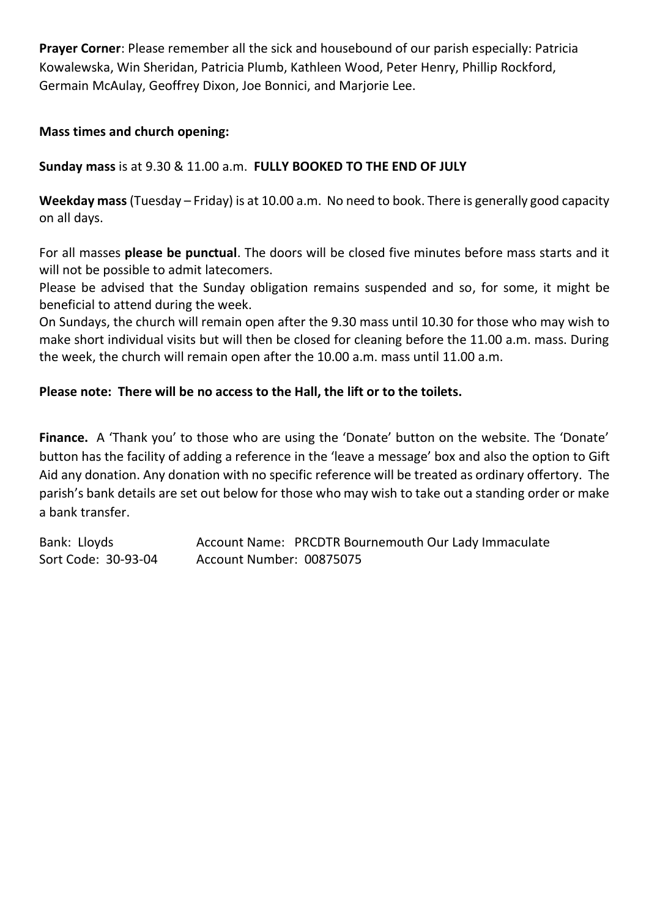**Prayer Corner**: Please remember all the sick and housebound of our parish especially: Patricia Kowalewska, Win Sheridan, Patricia Plumb, Kathleen Wood, Peter Henry, Phillip Rockford, Germain McAulay, Geoffrey Dixon, Joe Bonnici, and Marjorie Lee.

**Mass times and church opening:**

**Sunday mass** is at 9.30 & 11.00 a.m. **FULLY BOOKED TO THE END OF JULY**

**Weekday mass** (Tuesday – Friday) is at 10.00 a.m. No need to book. There is generally good capacity on all days.

For all masses **please be punctual**. The doors will be closed five minutes before mass starts and it will not be possible to admit latecomers.
Please be advised that the Sunday obligation remains suspended and so, for some, it might be beneficial to attend during the week.
On Sundays, the church will remain open after the 9.30 mass until 10.30 for those who may wish to make short individual visits but will then be closed for cleaning before the 11.00 a.m. mass. During the week, the church will remain open after the 10.00 a.m. mass until 11.00 a.m.

**Please note: There will be no access to the Hall, the lift or to the toilets.**

**Finance.** A 'Thank you' to those who are using the 'Donate' button on the website. The 'Donate' button has the facility of adding a reference in the 'leave a message' box and also the option to Gift Aid any donation. Any donation with no specific reference will be treated as ordinary offertory. The parish's bank details are set out below for those who may wish to take out a standing order or make a bank transfer.

| | |
|---|---|
| Bank: Lloyds | Account Name: PRCDTR Bournemouth Our Lady Immaculate |
| Sort Code: 30-93-04 | Account Number: 00875075 |